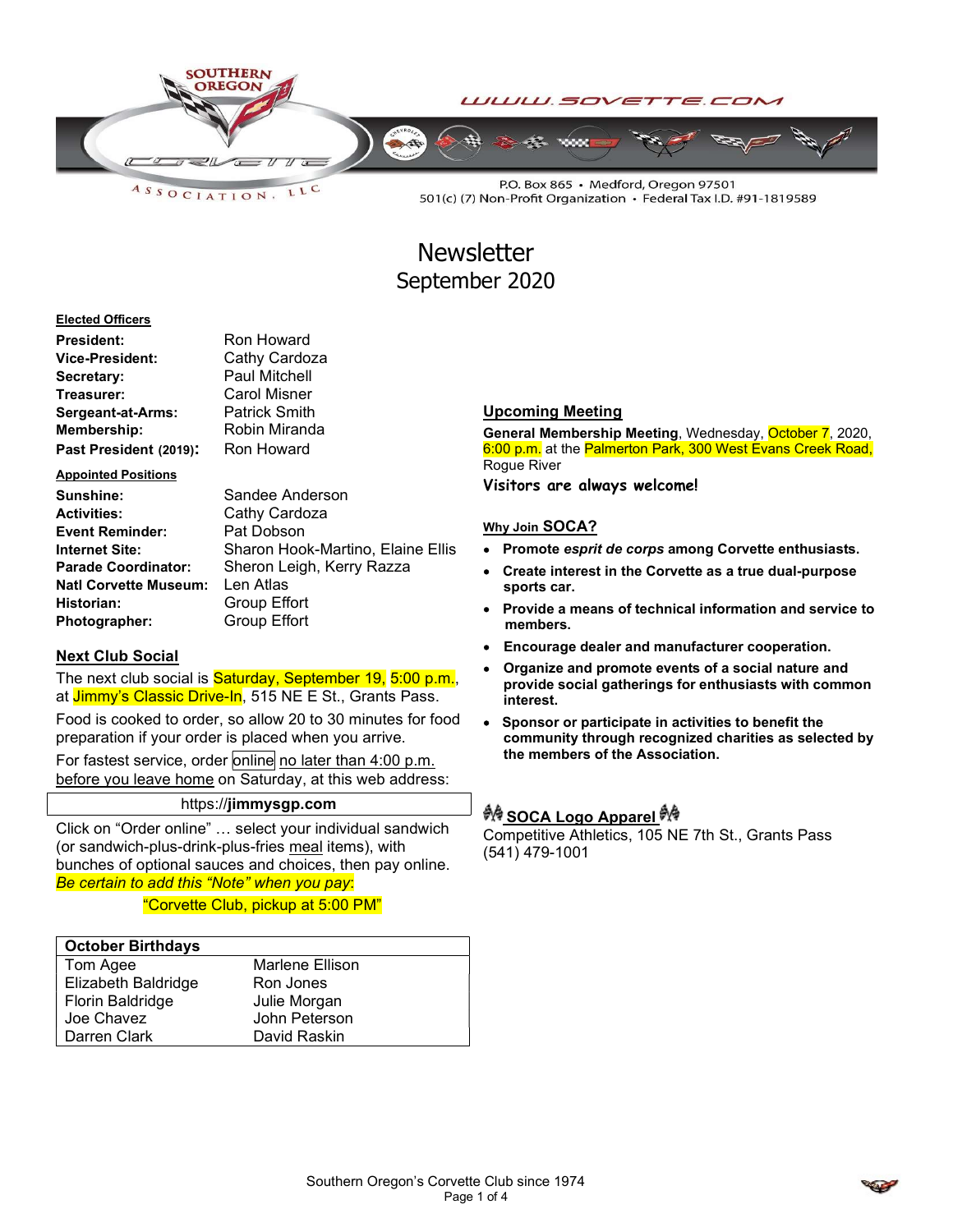SOUTHERN OREGON CORVETTE ASSOCIATION, LLC

WWW.SOVETTE.COM

P.O. Box 865 • Medford, Oregon 97501
501(c) (7) Non-Profit Organization • Federal Tax I.D. #91-1819589

# Newsletter
## September 2020

**Elected Officers**

| | |
|---|---|
| **President:** | Ron Howard |
| **Vice-President:** | Cathy Cardoza |
| **Secretary:** | Paul Mitchell |
| **Treasurer:** | Carol Misner |
| **Sergeant-at-Arms:** | Patrick Smith |
| **Membership:** | Robin Miranda |
| **Past President (2019):** | Ron Howard |

**Appointed Positions**

| | |
|---|---|
| **Sunshine:** | Sandee Anderson |
| **Activities:** | Cathy Cardoza |
| **Event Reminder:** | Pat Dobson |
| **Internet Site:** | Sharon Hook-Martino, Elaine Ellis |
| **Parade Coordinator:** | Sheron Leigh, Kerry Razza |
| **Natl Corvette Museum:** | Len Atlas |
| **Historian:** | Group Effort |
| **Photographer:** | Group Effort |

### Next Club Social

The next club social is Saturday, September 19, 5:00 p.m., at Jimmy's Classic Drive-In, 515 NE E St., Grants Pass.

Food is cooked to order, so allow 20 to 30 minutes for food preparation if your order is placed when you arrive.

For fastest service, order online no later than 4:00 p.m. before you leave home on Saturday, at this web address:

https://**jimmysgp.com**

Click on "Order online" … select your individual sandwich (or sandwich-plus-drink-plus-fries meal items), with bunches of optional sauces and choices, then pay online. *Be certain to add this "Note" when you pay*:

"Corvette Club, pickup at 5:00 PM"

| October Birthdays | |
|---|---|
| Tom Agee | Marlene Ellison |
| Elizabeth Baldridge | Ron Jones |
| Florin Baldridge | Julie Morgan |
| Joe Chavez | John Peterson |
| Darren Clark | David Raskin |

### Upcoming Meeting

**General Membership Meeting**, Wednesday, October 7, 2020, 6:00 p.m. at the Palmerton Park, 300 West Evans Creek Road, Rogue River

**Visitors are always welcome!**

### Why Join SOCA?

- **Promote *esprit de corps* among Corvette enthusiasts.**
- **Create interest in the Corvette as a true dual-purpose sports car.**
- **Provide a means of technical information and service to members.**
- **Encourage dealer and manufacturer cooperation.**
- **Organize and promote events of a social nature and provide social gatherings for enthusiasts with common interest.**
- **Sponsor or participate in activities to benefit the community through recognized charities as selected by the members of the Association.**

### SOCA Logo Apparel

Competitive Athletics, 105 NE 7th St., Grants Pass
(541) 479-1001

Southern Oregon's Corvette Club since 1974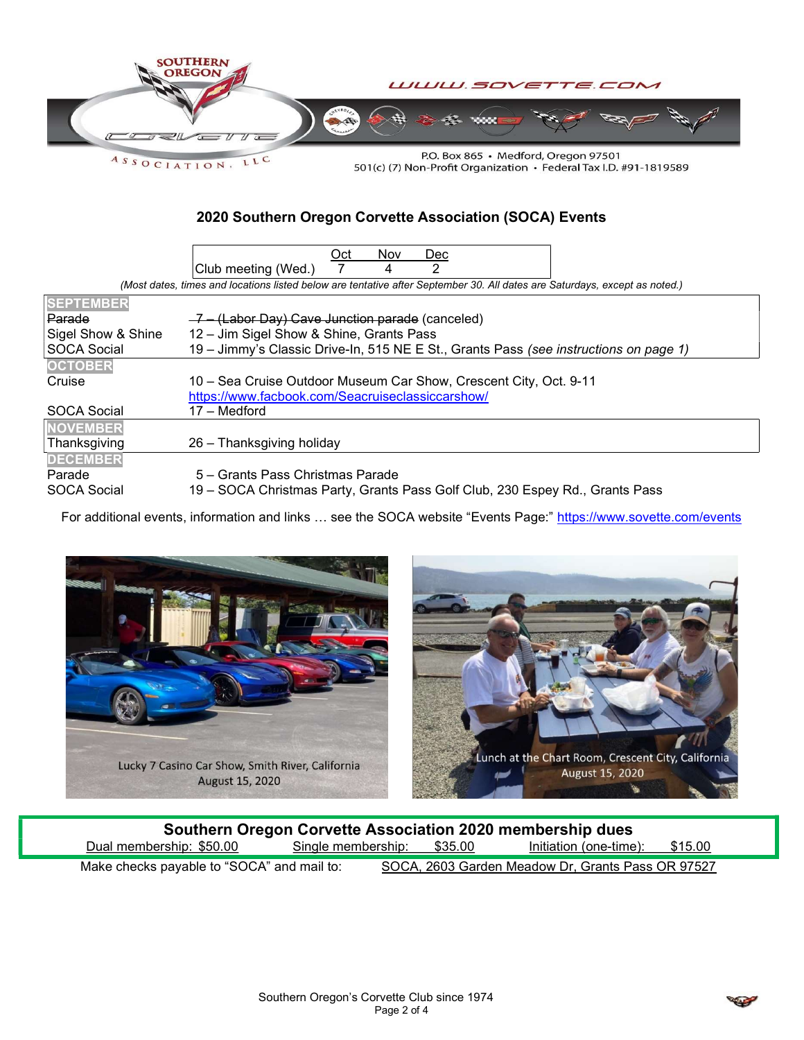SOUTHERN OREGON CORVETTE ASSOCIATION, LLC

WWW.SOVETTE.COM

P.O. Box 865 • Medford, Oregon 97501
501(c) (7) Non-Profit Organization • Federal Tax I.D. #91-1819589

## 2020 Southern Oregon Corvette Association (SOCA) Events

| | Oct | Nov | Dec |
|---|---|---|---|
| Club meeting (Wed.) | 7 | 4 | 2 |

*(Most dates, times and locations listed below are tentative after September 30. All dates are Saturdays, except as noted.)*

| | |
|---|---|
| **SEPTEMBER** | |
| ~~Parade~~ | ~~7 – (Labor Day) Cave Junction parade~~ (canceled) |
| Sigel Show & Shine | 12 – Jim Sigel Show & Shine, Grants Pass |
| SOCA Social | 19 – Jimmy's Classic Drive-In, 515 NE E St., Grants Pass *(see instructions on page 1)* |
| **OCTOBER** | |
| Cruise | 10 – Sea Cruise Outdoor Museum Car Show, Crescent City, Oct. 9-11 https://www.facbook.com/Seacruiseclassiccarshow/ |
| SOCA Social | 17 – Medford |
| **NOVEMBER** | |
| Thanksgiving | 26 – Thanksgiving holiday |
| **DECEMBER** | |
| Parade | 5 – Grants Pass Christmas Parade |
| SOCA Social | 19 – SOCA Christmas Party, Grants Pass Golf Club, 230 Espey Rd., Grants Pass |

For additional events, information and links … see the SOCA website "Events Page:" https://www.sovette.com/events

Lucky 7 Casino Car Show, Smith River, California
August 15, 2020

Lunch at the Chart Room, Crescent City, California
August 15, 2020

**Southern Oregon Corvette Association 2020 membership dues**

Dual membership: $50.00 Single membership: $35.00 Initiation (one-time): $15.00

Make checks payable to "SOCA" and mail to: SOCA, 2603 Garden Meadow Dr, Grants Pass OR 97527

Southern Oregon's Corvette Club since 1974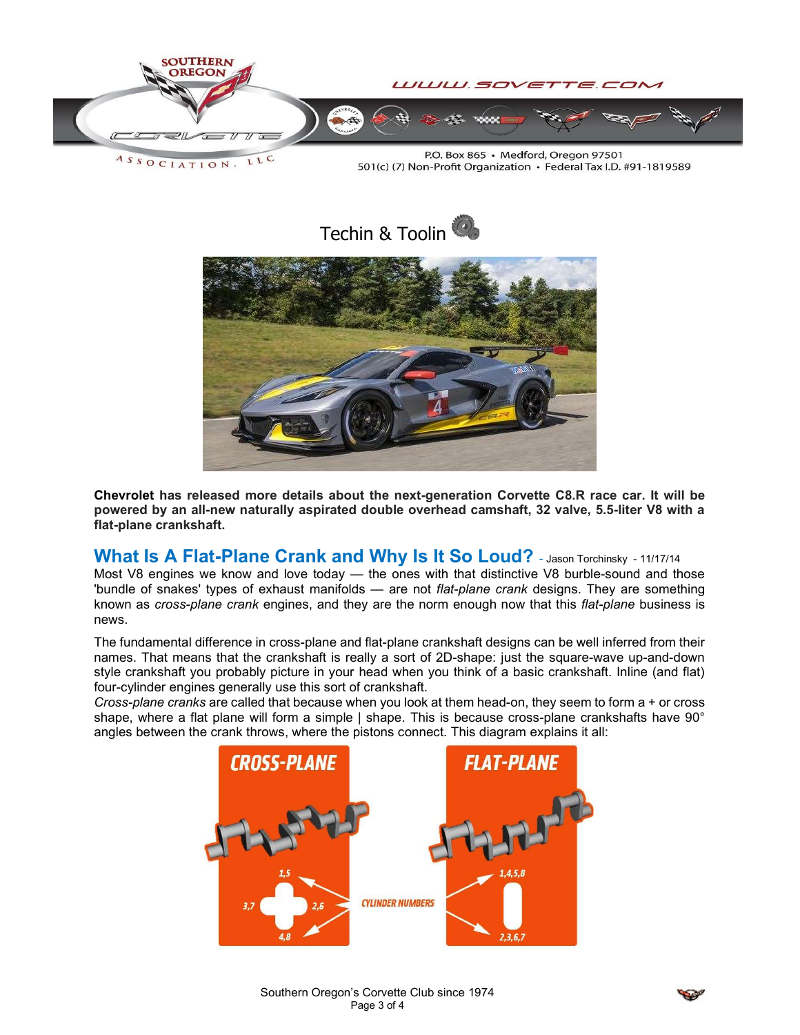# Techin & Toolin

**Chevrolet has released more details about the next-generation Corvette C8.R race car. It will be powered by an all-new naturally aspirated double overhead camshaft, 32 valve, 5.5-liter V8 with a flat-plane crankshaft.**

## What Is A Flat-Plane Crank and Why Is It So Loud? - Jason Torchinsky - 11/17/14

Most V8 engines we know and love today — the ones with that distinctive V8 burble-sound and those 'bundle of snakes' types of exhaust manifolds — are not *flat-plane crank* designs. They are something known as *cross-plane crank* engines, and they are the norm enough now that this *flat-plane* business is news.

The fundamental difference in cross-plane and flat-plane crankshaft designs can be well inferred from their names. That means that the crankshaft is really a sort of 2D-shape: just the square-wave up-and-down style crankshaft you probably picture in your head when you think of a basic crankshaft. Inline (and flat) four-cylinder engines generally use this sort of crankshaft.

*Cross-plane cranks* are called that because when you look at them head-on, they seem to form a + or cross shape, where a flat plane will form a simple | shape. This is because cross-plane crankshafts have 90° angles between the crank throws, where the pistons connect. This diagram explains it all: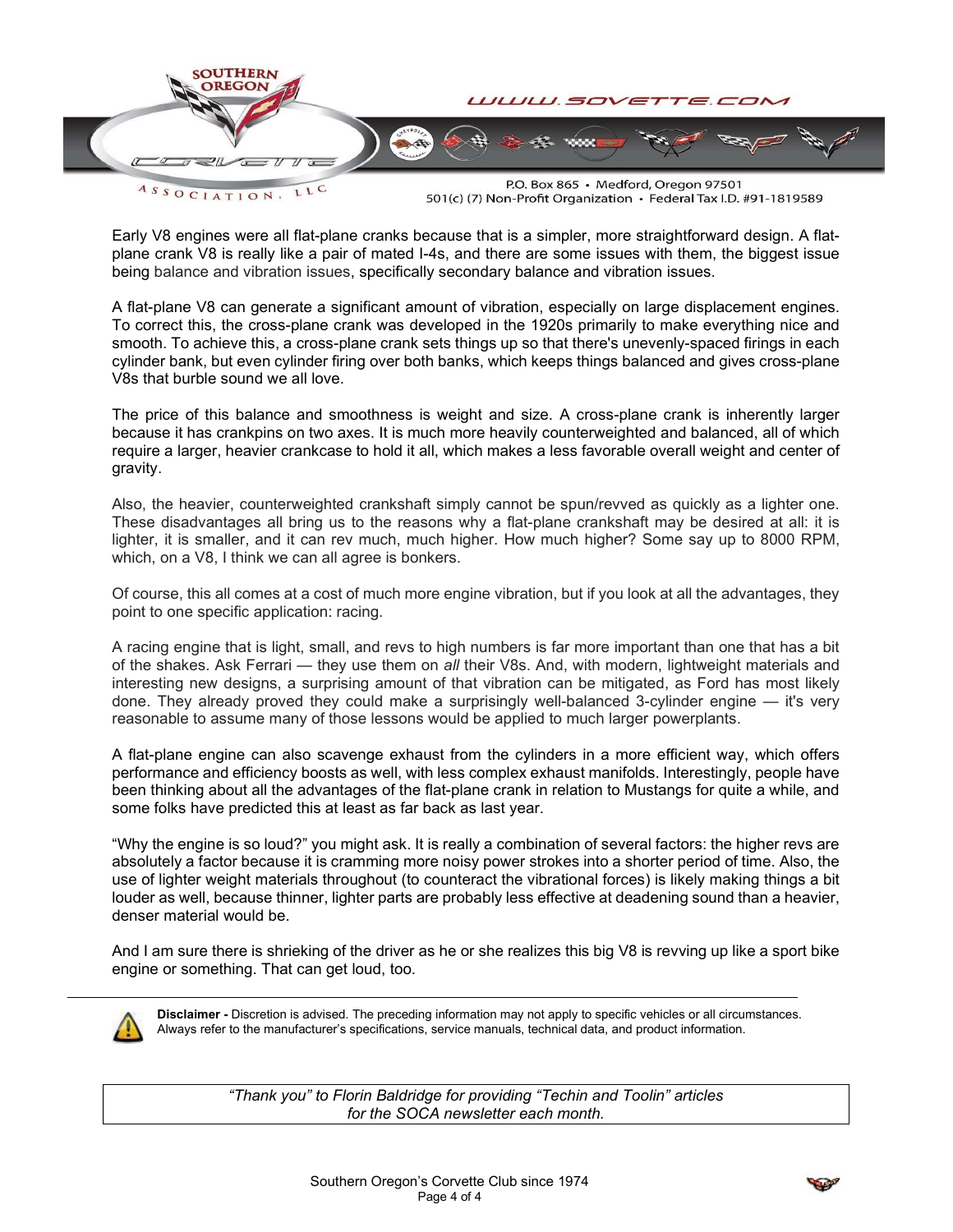Early V8 engines were all flat-plane cranks because that is a simpler, more straightforward design. A flat-plane crank V8 is really like a pair of mated I-4s, and there are some issues with them, the biggest issue being balance and vibration issues, specifically secondary balance and vibration issues.

A flat-plane V8 can generate a significant amount of vibration, especially on large displacement engines. To correct this, the cross-plane crank was developed in the 1920s primarily to make everything nice and smooth. To achieve this, a cross-plane crank sets things up so that there's unevenly-spaced firings in each cylinder bank, but even cylinder firing over both banks, which keeps things balanced and gives cross-plane V8s that burble sound we all love.

The price of this balance and smoothness is weight and size. A cross-plane crank is inherently larger because it has crankpins on two axes. It is much more heavily counterweighted and balanced, all of which require a larger, heavier crankcase to hold it all, which makes a less favorable overall weight and center of gravity.

Also, the heavier, counterweighted crankshaft simply cannot be spun/revved as quickly as a lighter one. These disadvantages all bring us to the reasons why a flat-plane crankshaft may be desired at all: it is lighter, it is smaller, and it can rev much, much higher. How much higher? Some say up to 8000 RPM, which, on a V8, I think we can all agree is bonkers.

Of course, this all comes at a cost of much more engine vibration, but if you look at all the advantages, they point to one specific application: racing.

A racing engine that is light, small, and revs to high numbers is far more important than one that has a bit of the shakes. Ask Ferrari — they use them on *all* their V8s. And, with modern, lightweight materials and interesting new designs, a surprising amount of that vibration can be mitigated, as Ford has most likely done. They already proved they could make a surprisingly well-balanced 3-cylinder engine — it's very reasonable to assume many of those lessons would be applied to much larger powerplants.

A flat-plane engine can also scavenge exhaust from the cylinders in a more efficient way, which offers performance and efficiency boosts as well, with less complex exhaust manifolds. Interestingly, people have been thinking about all the advantages of the flat-plane crank in relation to Mustangs for quite a while, and some folks have predicted this at least as far back as last year.

"Why the engine is so loud?" you might ask. It is really a combination of several factors: the higher revs are absolutely a factor because it is cramming more noisy power strokes into a shorter period of time. Also, the use of lighter weight materials throughout (to counteract the vibrational forces) is likely making things a bit louder as well, because thinner, lighter parts are probably less effective at deadening sound than a heavier, denser material would be.

And I am sure there is shrieking of the driver as he or she realizes this big V8 is revving up like a sport bike engine or something. That can get loud, too.

---

**Disclaimer -** Discretion is advised. The preceding information may not apply to specific vehicles or all circumstances. Always refer to the manufacturer's specifications, service manuals, technical data, and product information.

*"Thank you" to Florin Baldridge for providing "Techin and Toolin" articles for the SOCA newsletter each month.*

Southern Oregon's Corvette Club since 1974